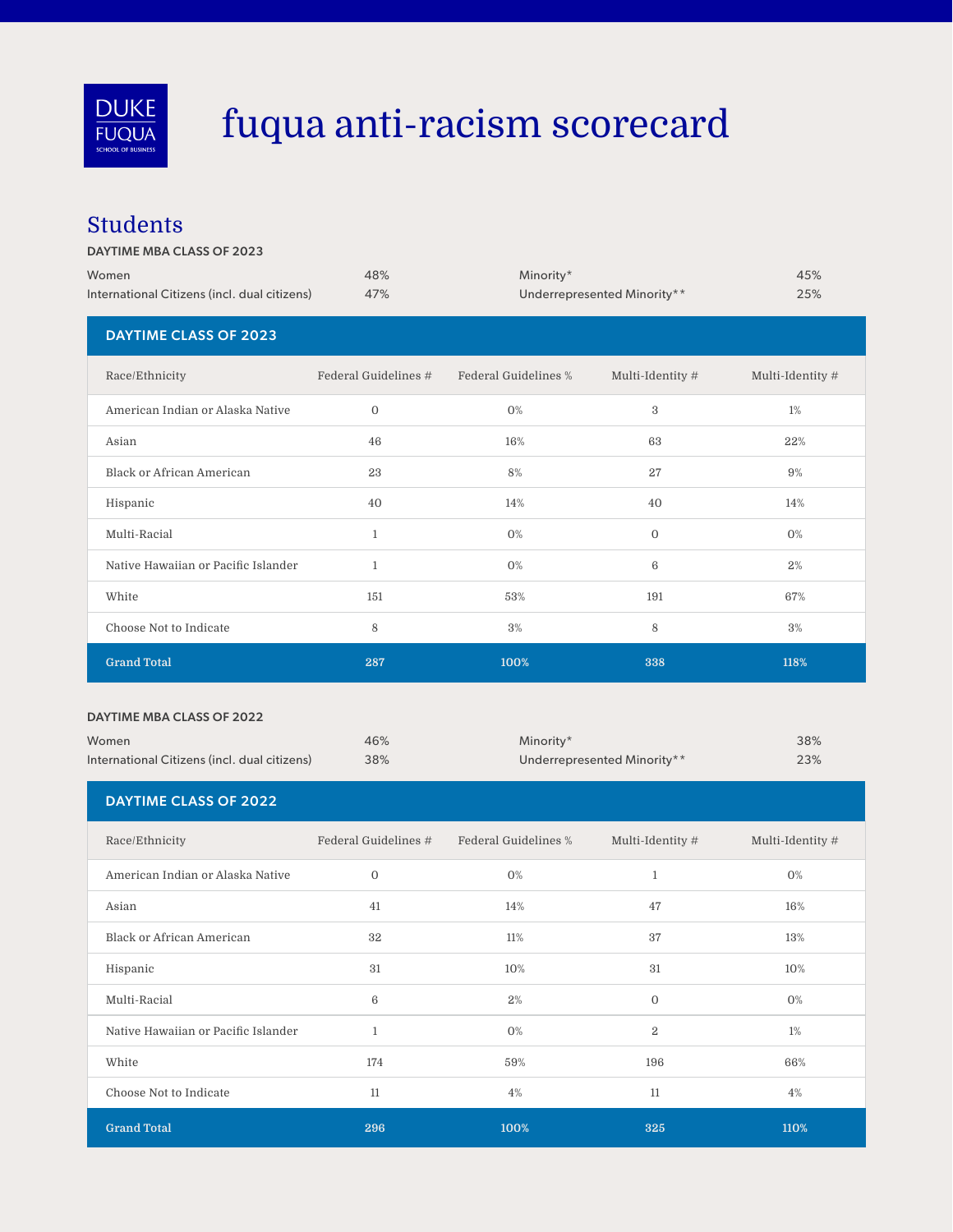DUKE FUQUA SCHOOL OF BUSINESS

# fuqua anti-racism scorecard

## Students

### DAYTIME MBA CLASS OF 2023

| | | | |
|---|---|---|---|
| Women | 48% | Minority* | 45% |
| International Citizens (incl. dual citizens) | 47% | Underrepresented Minority** | 25% |

**DAYTIME CLASS OF 2023**

| Race/Ethnicity | Federal Guidelines # | Federal Guidelines % | Multi-Identity # | Multi-Identity # |
|---|---|---|---|---|
| American Indian or Alaska Native | 0 | 0% | 3 | 1% |
| Asian | 46 | 16% | 63 | 22% |
| Black or African American | 23 | 8% | 27 | 9% |
| Hispanic | 40 | 14% | 40 | 14% |
| Multi-Racial | 1 | 0% | 0 | 0% |
| Native Hawaiian or Pacific Islander | 1 | 0% | 6 | 2% |
| White | 151 | 53% | 191 | 67% |
| Choose Not to Indicate | 8 | 3% | 8 | 3% |
| **Grand Total** | **287** | **100%** | **338** | **118%** |

### DAYTIME MBA CLASS OF 2022

| | | | |
|---|---|---|---|
| Women | 46% | Minority* | 38% |
| International Citizens (incl. dual citizens) | 38% | Underrepresented Minority** | 23% |

**DAYTIME CLASS OF 2022**

| Race/Ethnicity | Federal Guidelines # | Federal Guidelines % | Multi-Identity # | Multi-Identity # |
|---|---|---|---|---|
| American Indian or Alaska Native | 0 | 0% | 1 | 0% |
| Asian | 41 | 14% | 47 | 16% |
| Black or African American | 32 | 11% | 37 | 13% |
| Hispanic | 31 | 10% | 31 | 10% |
| Multi-Racial | 6 | 2% | 0 | 0% |
| Native Hawaiian or Pacific Islander | 1 | 0% | 2 | 1% |
| White | 174 | 59% | 196 | 66% |
| Choose Not to Indicate | 11 | 4% | 11 | 4% |
| **Grand Total** | **296** | **100%** | **325** | **110%** |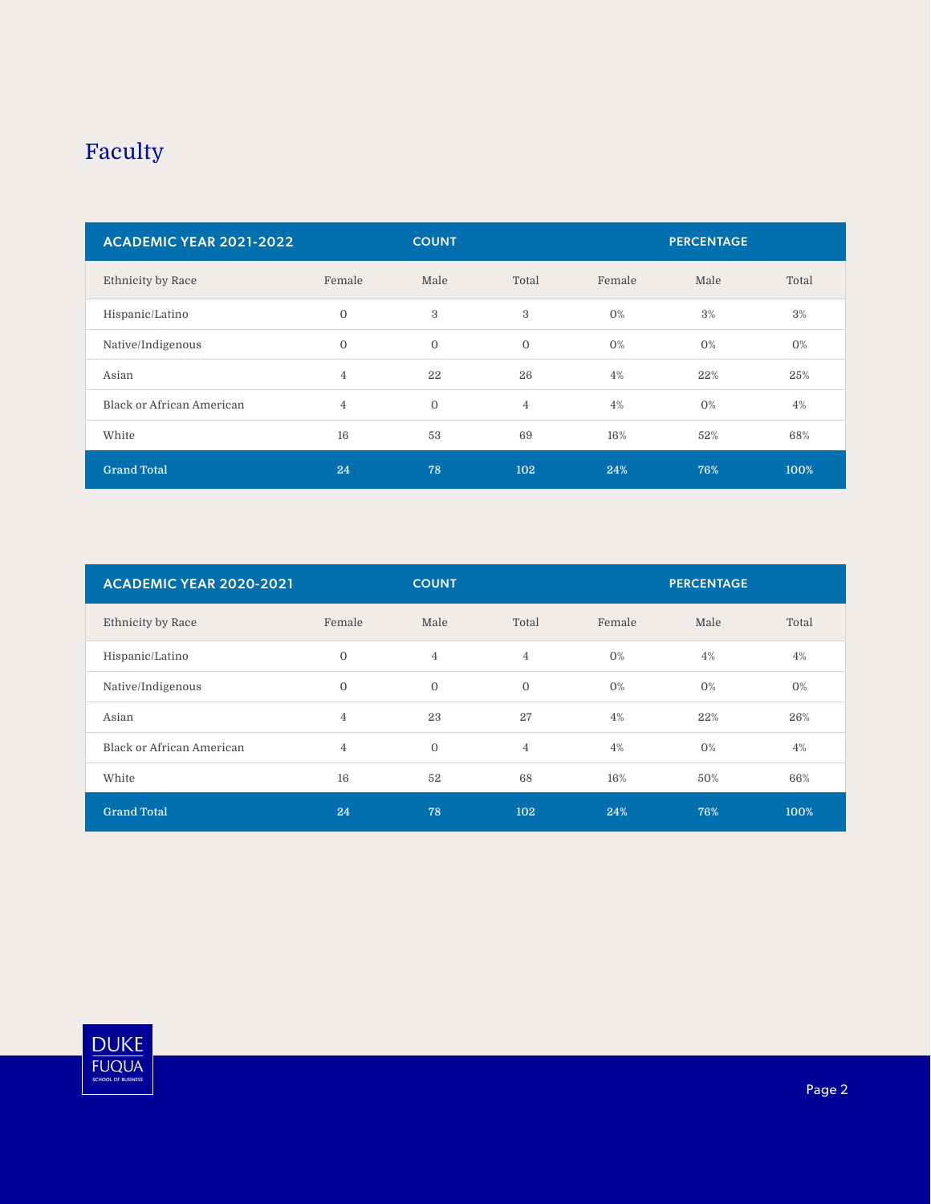# Faculty

| ACADEMIC YEAR 2021-2022 | COUNT | | | PERCENTAGE | | |
|---|---|---|---|---|---|---|
| Ethnicity by Race | Female | Male | Total | Female | Male | Total |
| Hispanic/Latino | 0 | 3 | 3 | 0% | 3% | 3% |
| Native/Indigenous | 0 | 0 | 0 | 0% | 0% | 0% |
| Asian | 4 | 22 | 26 | 4% | 22% | 25% |
| Black or African American | 4 | 0 | 4 | 4% | 0% | 4% |
| White | 16 | 53 | 69 | 16% | 52% | 68% |
| Grand Total | 24 | 78 | 102 | 24% | 76% | 100% |

| ACADEMIC YEAR 2020-2021 | COUNT | | | PERCENTAGE | | |
|---|---|---|---|---|---|---|
| Ethnicity by Race | Female | Male | Total | Female | Male | Total |
| Hispanic/Latino | 0 | 4 | 4 | 0% | 4% | 4% |
| Native/Indigenous | 0 | 0 | 0 | 0% | 0% | 0% |
| Asian | 4 | 23 | 27 | 4% | 22% | 26% |
| Black or African American | 4 | 0 | 4 | 4% | 0% | 4% |
| White | 16 | 52 | 68 | 16% | 50% | 66% |
| Grand Total | 24 | 78 | 102 | 24% | 76% | 100% |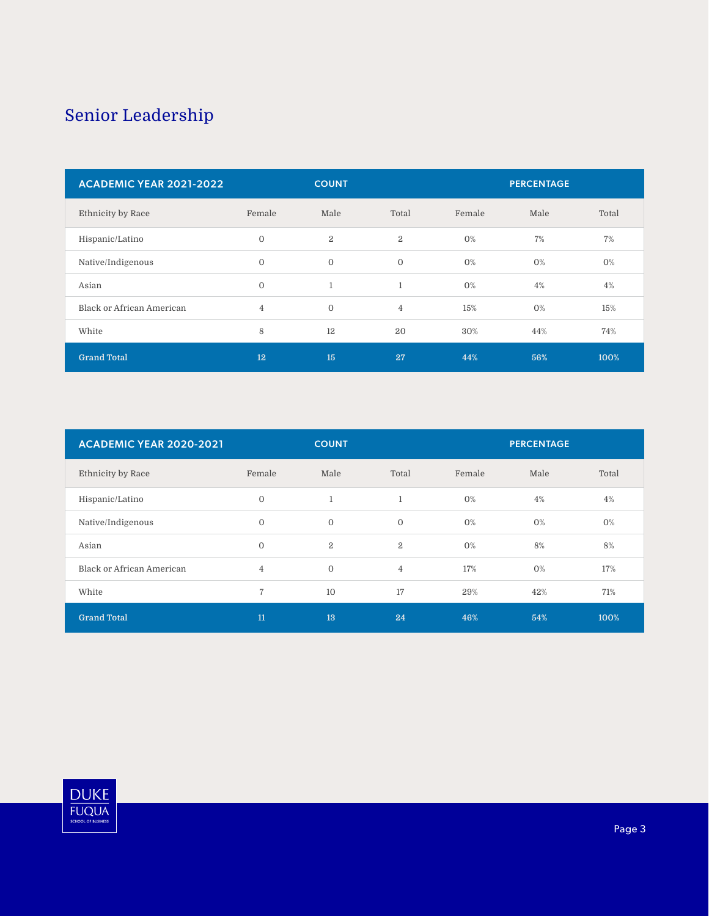## Senior Leadership

| ACADEMIC YEAR 2021-2022 | COUNT | | | PERCENTAGE | | |
|---|---|---|---|---|---|---|
| Ethnicity by Race | Female | Male | Total | Female | Male | Total |
| Hispanic/Latino | 0 | 2 | 2 | 0% | 7% | 7% |
| Native/Indigenous | 0 | 0 | 0 | 0% | 0% | 0% |
| Asian | 0 | 1 | 1 | 0% | 4% | 4% |
| Black or African American | 4 | 0 | 4 | 15% | 0% | 15% |
| White | 8 | 12 | 20 | 30% | 44% | 74% |
| Grand Total | 12 | 15 | 27 | 44% | 56% | 100% |

| ACADEMIC YEAR 2020-2021 | COUNT | | | PERCENTAGE | | |
|---|---|---|---|---|---|---|
| Ethnicity by Race | Female | Male | Total | Female | Male | Total |
| Hispanic/Latino | 0 | 1 | 1 | 0% | 4% | 4% |
| Native/Indigenous | 0 | 0 | 0 | 0% | 0% | 0% |
| Asian | 0 | 2 | 2 | 0% | 8% | 8% |
| Black or African American | 4 | 0 | 4 | 17% | 0% | 17% |
| White | 7 | 10 | 17 | 29% | 42% | 71% |
| Grand Total | 11 | 13 | 24 | 46% | 54% | 100% |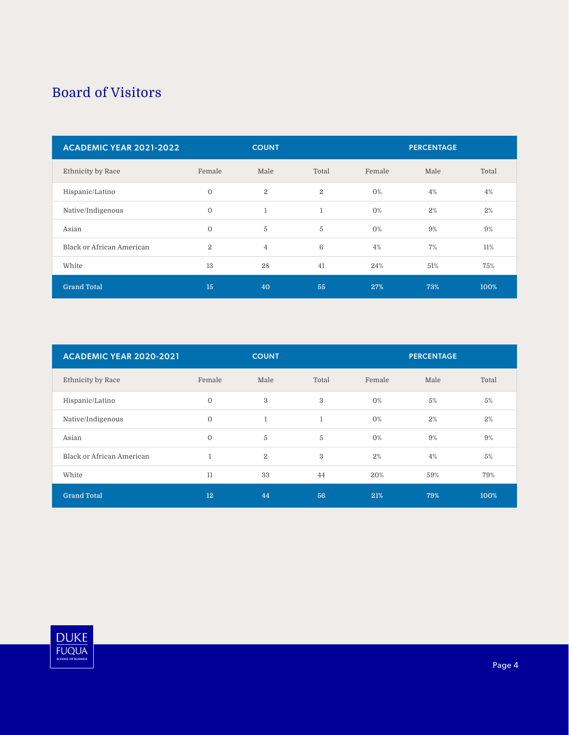## Board of Visitors

| ACADEMIC YEAR 2021-2022 | COUNT | | | PERCENTAGE | | |
|---|---|---|---|---|---|---|
| Ethnicity by Race | Female | Male | Total | Female | Male | Total |
| Hispanic/Latino | 0 | 2 | 2 | 0% | 4% | 4% |
| Native/Indigenous | 0 | 1 | 1 | 0% | 2% | 2% |
| Asian | 0 | 5 | 5 | 0% | 9% | 9% |
| Black or African American | 2 | 4 | 6 | 4% | 7% | 11% |
| White | 13 | 28 | 41 | 24% | 51% | 75% |
| Grand Total | 15 | 40 | 55 | 27% | 73% | 100% |

| ACADEMIC YEAR 2020-2021 | COUNT | | | PERCENTAGE | | |
|---|---|---|---|---|---|---|
| Ethnicity by Race | Female | Male | Total | Female | Male | Total |
| Hispanic/Latino | 0 | 3 | 3 | 0% | 5% | 5% |
| Native/Indigenous | 0 | 1 | 1 | 0% | 2% | 2% |
| Asian | 0 | 5 | 5 | 0% | 9% | 9% |
| Black or African American | 1 | 2 | 3 | 2% | 4% | 5% |
| White | 11 | 33 | 44 | 20% | 59% | 79% |
| Grand Total | 12 | 44 | 56 | 21% | 79% | 100% |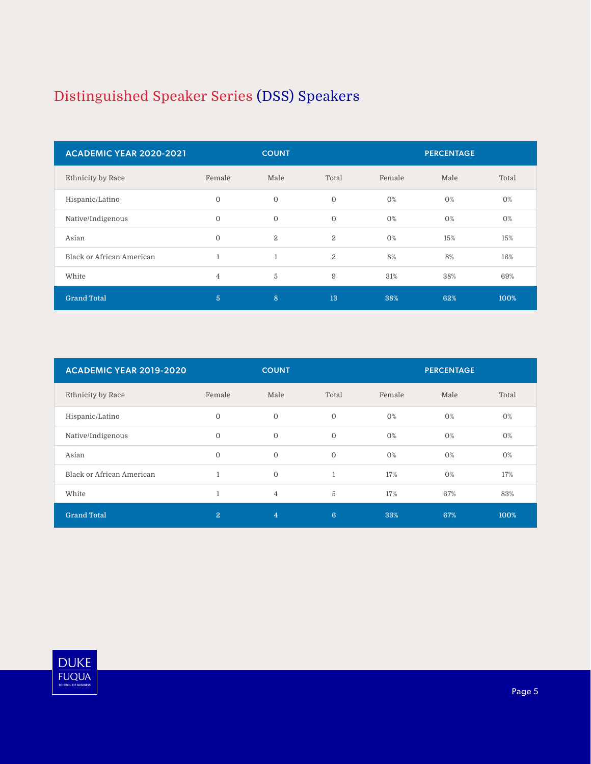## Distinguished Speaker Series (DSS) Speakers

| ACADEMIC YEAR 2020-2021 | COUNT | | | PERCENTAGE | | |
|---|---|---|---|---|---|---|
| Ethnicity by Race | Female | Male | Total | Female | Male | Total |
| Hispanic/Latino | 0 | 0 | 0 | 0% | 0% | 0% |
| Native/Indigenous | 0 | 0 | 0 | 0% | 0% | 0% |
| Asian | 0 | 2 | 2 | 0% | 15% | 15% |
| Black or African American | 1 | 1 | 2 | 8% | 8% | 16% |
| White | 4 | 5 | 9 | 31% | 38% | 69% |
| Grand Total | 5 | 8 | 13 | 38% | 62% | 100% |

| ACADEMIC YEAR 2019-2020 | COUNT | | | PERCENTAGE | | |
|---|---|---|---|---|---|---|
| Ethnicity by Race | Female | Male | Total | Female | Male | Total |
| Hispanic/Latino | 0 | 0 | 0 | 0% | 0% | 0% |
| Native/Indigenous | 0 | 0 | 0 | 0% | 0% | 0% |
| Asian | 0 | 0 | 0 | 0% | 0% | 0% |
| Black or African American | 1 | 0 | 1 | 17% | 0% | 17% |
| White | 1 | 4 | 5 | 17% | 67% | 83% |
| Grand Total | 2 | 4 | 6 | 33% | 67% | 100% |

DUKE FUQUA SCHOOL OF BUSINESS